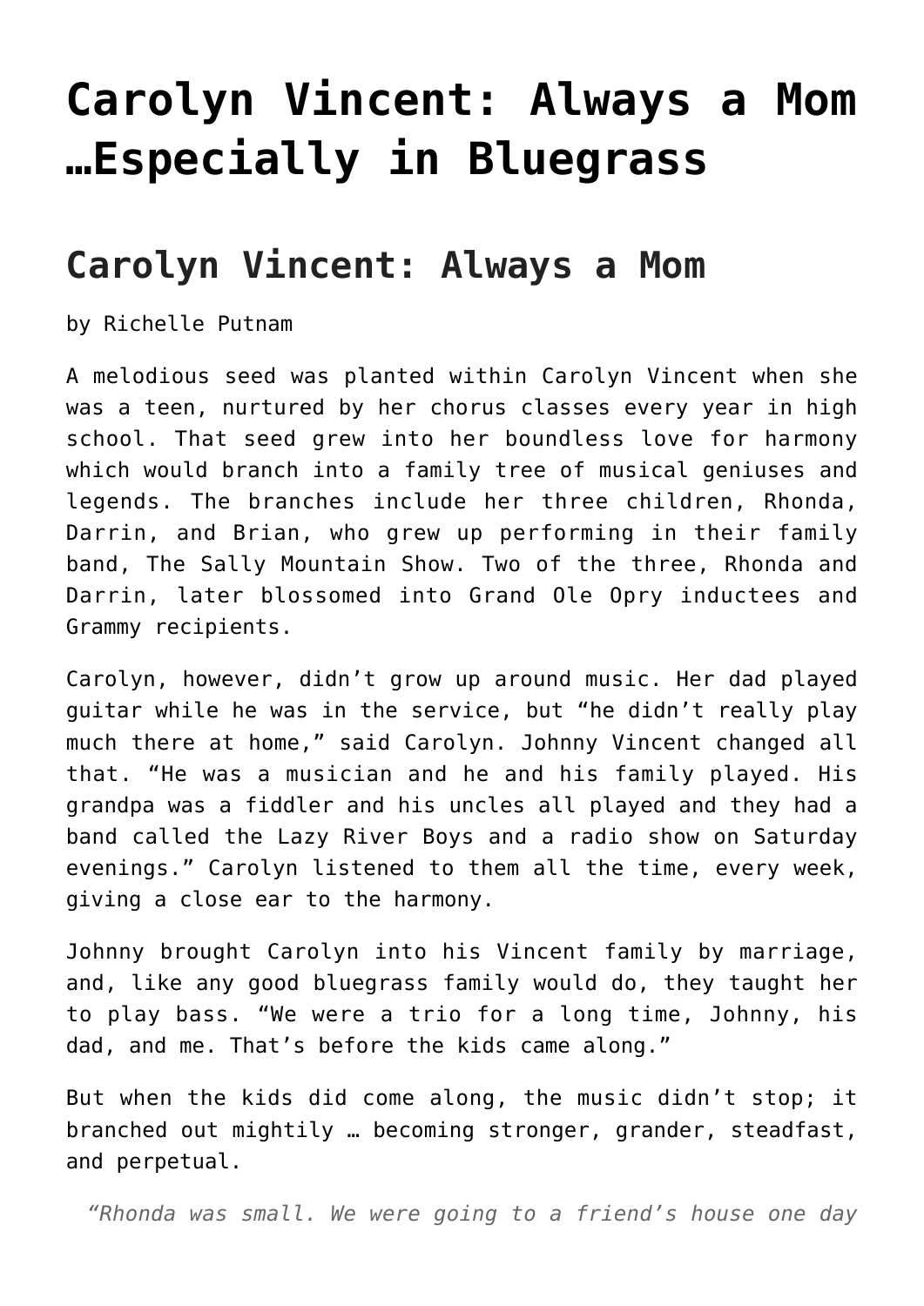# Carolyn Vincent: Always a Mom …Especially in Bluegrass

## Carolyn Vincent: Always a Mom

by Richelle Putnam

A melodious seed was planted within Carolyn Vincent when she was a teen, nurtured by her chorus classes every year in high school. That seed grew into her boundless love for harmony which would branch into a family tree of musical geniuses and legends. The branches include her three children, Rhonda, Darrin, and Brian, who grew up performing in their family band, The Sally Mountain Show. Two of the three, Rhonda and Darrin, later blossomed into Grand Ole Opry inductees and Grammy recipients.

Carolyn, however, didn't grow up around music. Her dad played guitar while he was in the service, but "he didn't really play much there at home," said Carolyn. Johnny Vincent changed all that. "He was a musician and he and his family played. His grandpa was a fiddler and his uncles all played and they had a band called the Lazy River Boys and a radio show on Saturday evenings." Carolyn listened to them all the time, every week, giving a close ear to the harmony.

Johnny brought Carolyn into his Vincent family by marriage, and, like any good bluegrass family would do, they taught her to play bass. "We were a trio for a long time, Johnny, his dad, and me. That's before the kids came along."

But when the kids did come along, the music didn't stop; it branched out mightily … becoming stronger, grander, steadfast, and perpetual.

> *"Rhonda was small. We were going to a friend's house one day*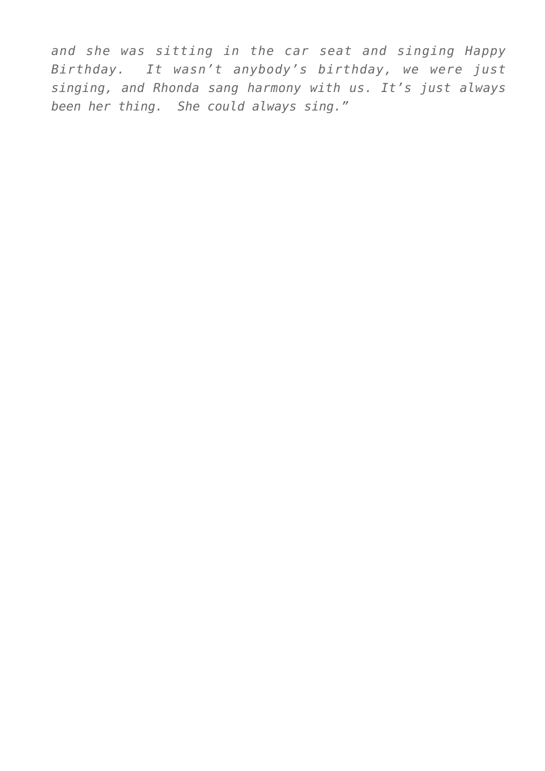*and she was sitting in the car seat and singing Happy Birthday.  It wasn’t anybody’s birthday, we were just singing, and Rhonda sang harmony with us. It’s just always been her thing.  She could always sing.”*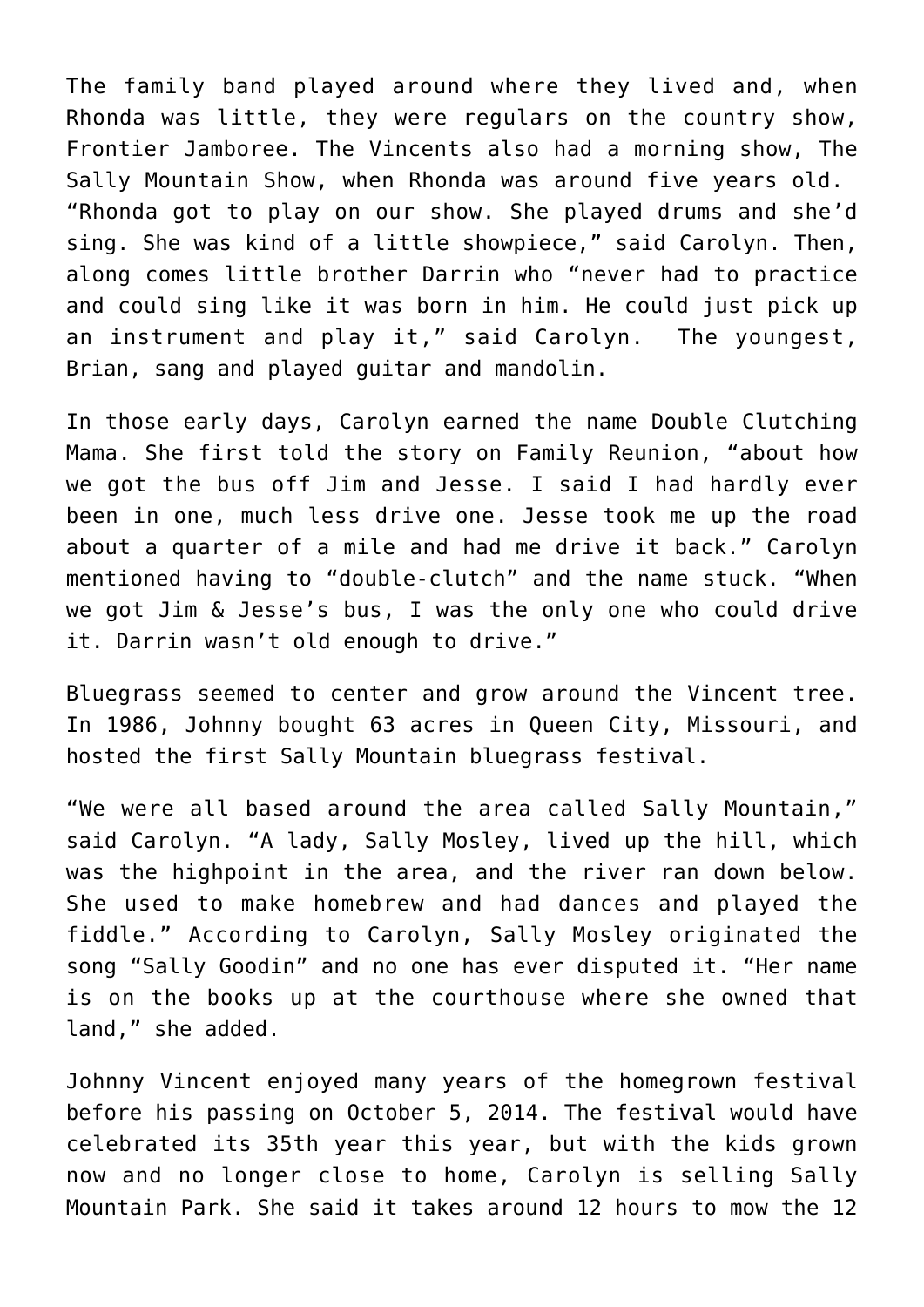The family band played around where they lived and, when Rhonda was little, they were regulars on the country show, Frontier Jamboree. The Vincents also had a morning show, The Sally Mountain Show, when Rhonda was around five years old. "Rhonda got to play on our show. She played drums and she'd sing. She was kind of a little showpiece," said Carolyn. Then, along comes little brother Darrin who "never had to practice and could sing like it was born in him. He could just pick up an instrument and play it," said Carolyn. The youngest, Brian, sang and played guitar and mandolin.

In those early days, Carolyn earned the name Double Clutching Mama. She first told the story on Family Reunion, "about how we got the bus off Jim and Jesse. I said I had hardly ever been in one, much less drive one. Jesse took me up the road about a quarter of a mile and had me drive it back." Carolyn mentioned having to "double-clutch" and the name stuck. "When we got Jim & Jesse's bus, I was the only one who could drive it. Darrin wasn't old enough to drive."

Bluegrass seemed to center and grow around the Vincent tree. In 1986, Johnny bought 63 acres in Queen City, Missouri, and hosted the first Sally Mountain bluegrass festival.

"We were all based around the area called Sally Mountain," said Carolyn. "A lady, Sally Mosley, lived up the hill, which was the highpoint in the area, and the river ran down below. She used to make homebrew and had dances and played the fiddle." According to Carolyn, Sally Mosley originated the song "Sally Goodin" and no one has ever disputed it. "Her name is on the books up at the courthouse where she owned that land," she added.

Johnny Vincent enjoyed many years of the homegrown festival before his passing on October 5, 2014. The festival would have celebrated its 35th year this year, but with the kids grown now and no longer close to home, Carolyn is selling Sally Mountain Park. She said it takes around 12 hours to mow the 12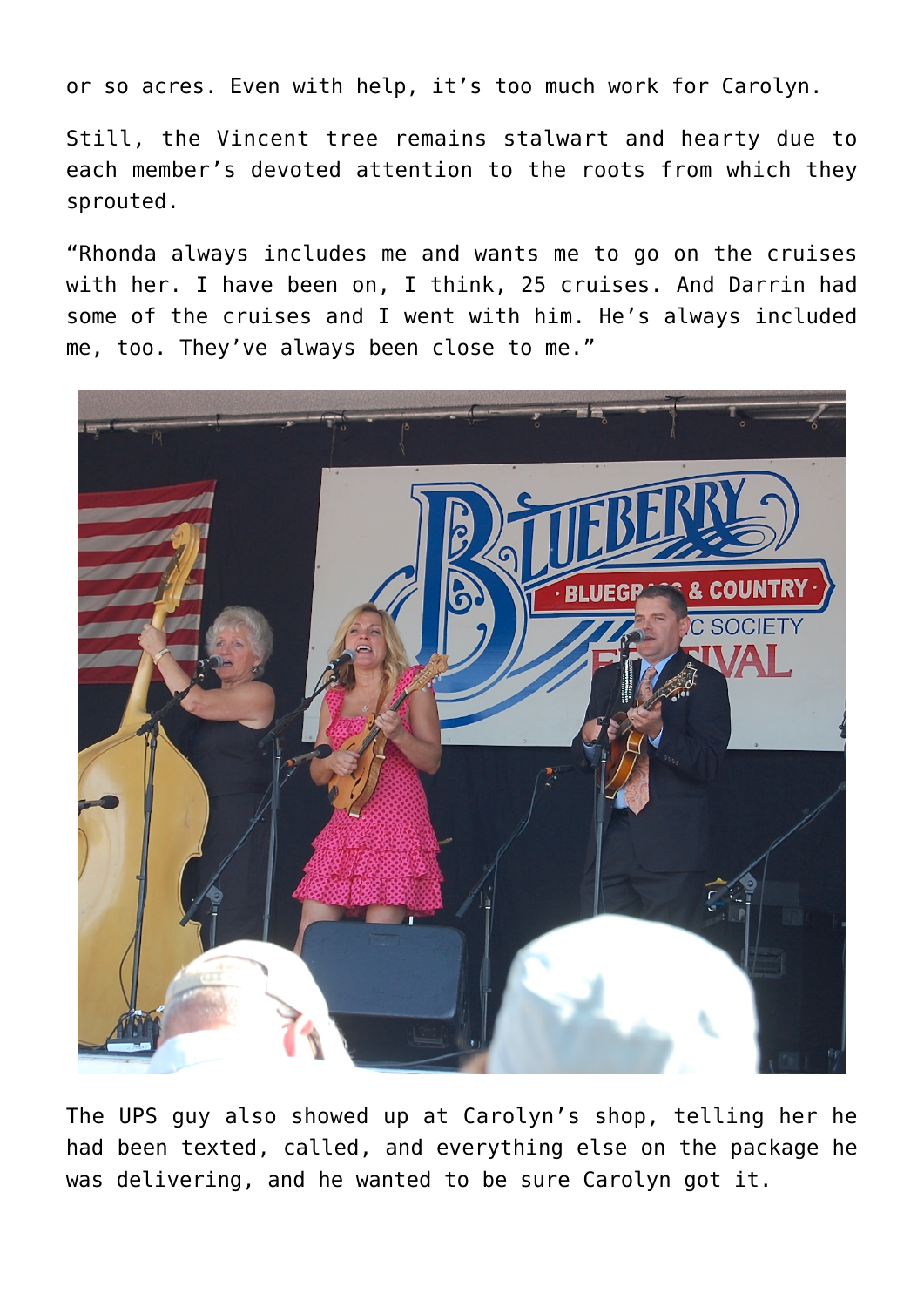or so acres. Even with help, it's too much work for Carolyn.

Still, the Vincent tree remains stalwart and hearty due to each member's devoted attention to the roots from which they sprouted.

"Rhonda always includes me and wants me to go on the cruises with her. I have been on, I think, 25 cruises. And Darrin had some of the cruises and I went with him. He's always included me, too. They've always been close to me."

The UPS guy also showed up at Carolyn's shop, telling her he had been texted, called, and everything else on the package he was delivering, and he wanted to be sure Carolyn got it.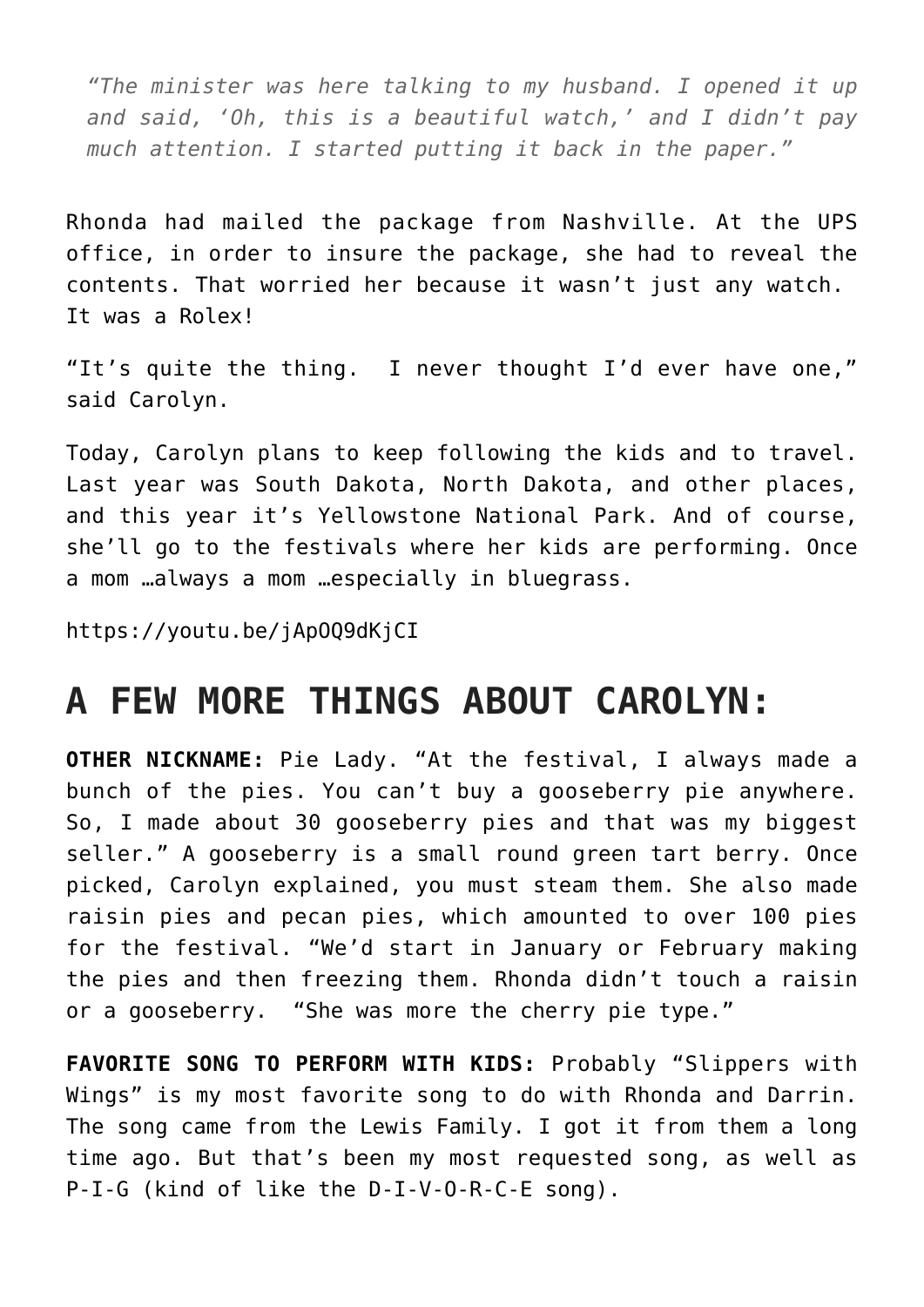> *"The minister was here talking to my husband. I opened it up and said, 'Oh, this is a beautiful watch,' and I didn't pay much attention. I started putting it back in the paper."*

Rhonda had mailed the package from Nashville. At the UPS office, in order to insure the package, she had to reveal the contents. That worried her because it wasn't just any watch. It was a Rolex!

"It's quite the thing. I never thought I'd ever have one," said Carolyn.

Today, Carolyn plans to keep following the kids and to travel. Last year was South Dakota, North Dakota, and other places, and this year it's Yellowstone National Park. And of course, she'll go to the festivals where her kids are performing. Once a mom …always a mom …especially in bluegrass.

https://youtu.be/jApOQ9dKjCI

## A FEW MORE THINGS ABOUT CAROLYN:

**OTHER NICKNAME:** Pie Lady. "At the festival, I always made a bunch of the pies. You can't buy a gooseberry pie anywhere. So, I made about 30 gooseberry pies and that was my biggest seller." A gooseberry is a small round green tart berry. Once picked, Carolyn explained, you must steam them. She also made raisin pies and pecan pies, which amounted to over 100 pies for the festival. "We'd start in January or February making the pies and then freezing them. Rhonda didn't touch a raisin or a gooseberry. "She was more the cherry pie type."

**FAVORITE SONG TO PERFORM WITH KIDS:** Probably "Slippers with Wings" is my most favorite song to do with Rhonda and Darrin. The song came from the Lewis Family. I got it from them a long time ago. But that's been my most requested song, as well as P-I-G (kind of like the D-I-V-O-R-C-E song).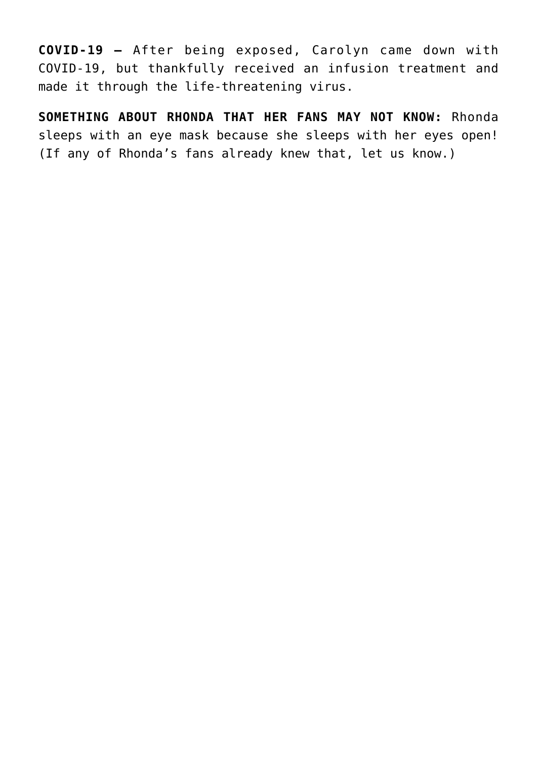**COVID-19 –** After being exposed, Carolyn came down with COVID-19, but thankfully received an infusion treatment and made it through the life-threatening virus.

**SOMETHING ABOUT RHONDA THAT HER FANS MAY NOT KNOW:** Rhonda sleeps with an eye mask because she sleeps with her eyes open! (If any of Rhonda's fans already knew that, let us know.)